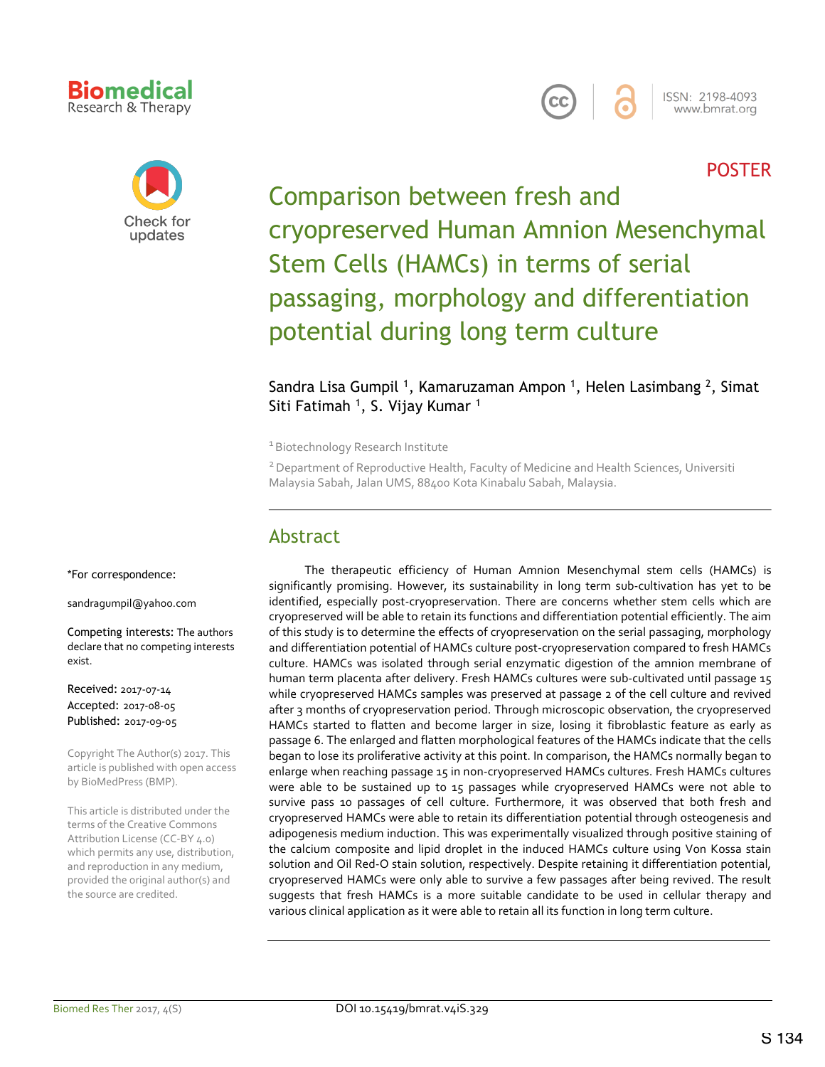POSTER

# Comparison between fresh and cryopreserved Human Amnion Mesenchymal Stem Cells (HAMCs) in terms of serial passaging, morphology and differentiation potential during long term culture

Sandra Lisa Gumpil [1], Kamaruzaman Ampon [1], Helen Lasimbang [2], Simat Siti Fatimah [1], S. Vijay Kumar [1]

[1] Biotechnology Research Institute

[2] Department of Reproductive Health, Faculty of Medicine and Health Sciences, Universiti Malaysia Sabah, Jalan UMS, 88400 Kota Kinabalu Sabah, Malaysia.

*For correspondence:

sandragumpil@yahoo.com

**Competing interests:** The authors declare that no competing interests exist.

Received: 2017-07-14
Accepted: 2017-08-05
Published: 2017-09-05

Copyright The Author(s) 2017. This article is published with open access by BioMedPress (BMP).

This article is distributed under the terms of the Creative Commons Attribution License (CC-BY 4.0) which permits any use, distribution, and reproduction in any medium, provided the original author(s) and the source are credited.

## Abstract

The therapeutic efficiency of Human Amnion Mesenchymal stem cells (HAMCs) is significantly promising. However, its sustainability in long term sub-cultivation has yet to be identified, especially post-cryopreservation. There are concerns whether stem cells which are cryopreserved will be able to retain its functions and differentiation potential efficiently. The aim of this study is to determine the effects of cryopreservation on the serial passaging, morphology and differentiation potential of HAMCs culture post-cryopreservation compared to fresh HAMCs culture. HAMCs was isolated through serial enzymatic digestion of the amnion membrane of human term placenta after delivery. Fresh HAMCs cultures were sub-cultivated until passage 15 while cryopreserved HAMCs samples was preserved at passage 2 of the cell culture and revived after 3 months of cryopreservation period. Through microscopic observation, the cryopreserved HAMCs started to flatten and become larger in size, losing it fibroblastic feature as early as passage 6. The enlarged and flatten morphological features of the HAMCs indicate that the cells began to lose its proliferative activity at this point. In comparison, the HAMCs normally began to enlarge when reaching passage 15 in non-cryopreserved HAMCs cultures. Fresh HAMCs cultures were able to be sustained up to 15 passages while cryopreserved HAMCs were not able to survive pass 10 passages of cell culture. Furthermore, it was observed that both fresh and cryopreserved HAMCs were able to retain its differentiation potential through osteogenesis and adipogenesis medium induction. This was experimentally visualized through positive staining of the calcium composite and lipid droplet in the induced HAMCs culture using Von Kossa stain solution and Oil Red-O stain solution, respectively. Despite retaining it differentiation potential, cryopreserved HAMCs were only able to survive a few passages after being revived. The result suggests that fresh HAMCs is a more suitable candidate to be used in cellular therapy and various clinical application as it were able to retain all its function in long term culture.

DOI 10.15419/bmrat.v4iS.329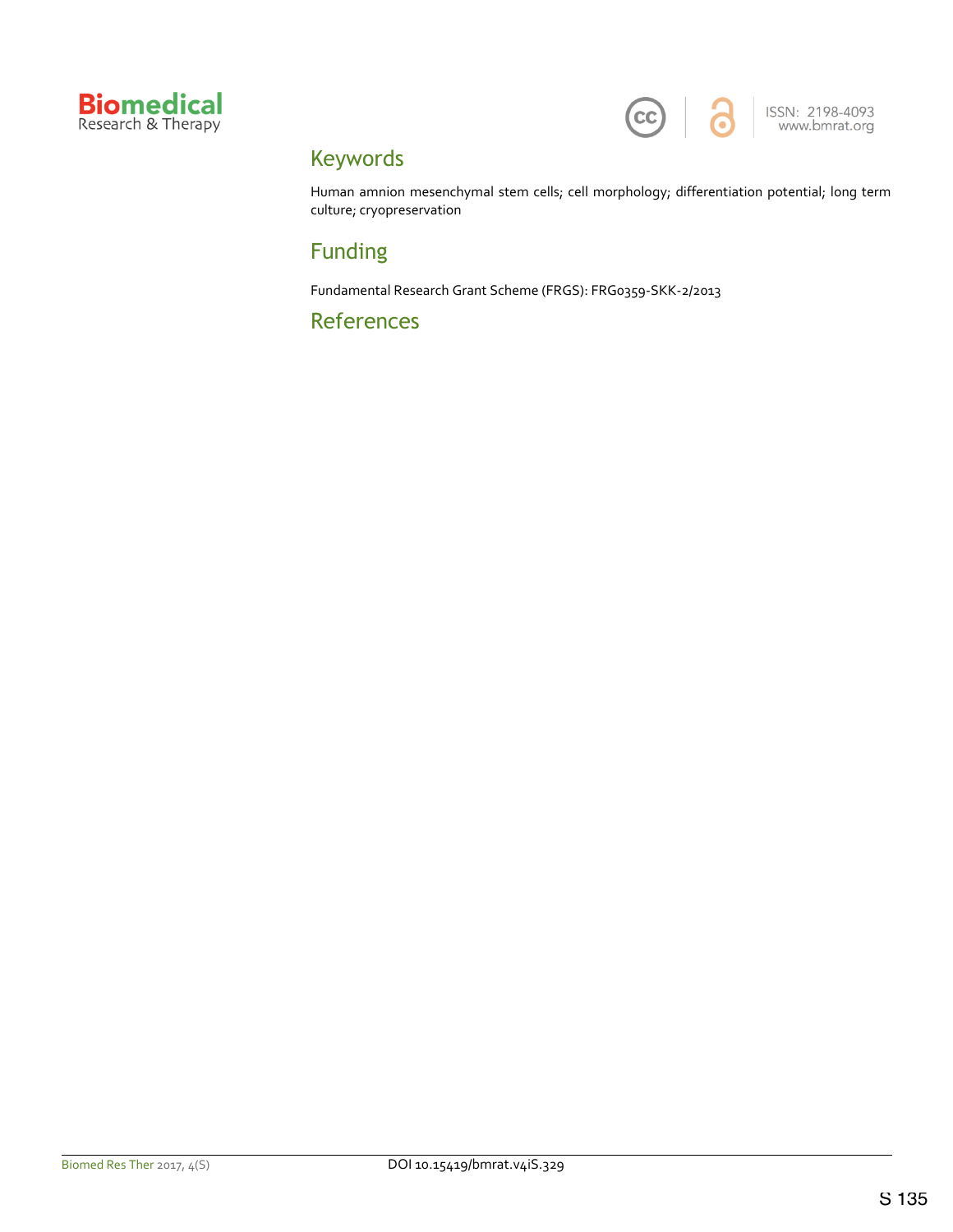## Keywords

Human amnion mesenchymal stem cells; cell morphology; differentiation potential; long term culture; cryopreservation

## Funding

Fundamental Research Grant Scheme (FRGS): FRG0359-SKK-2/2013

## References